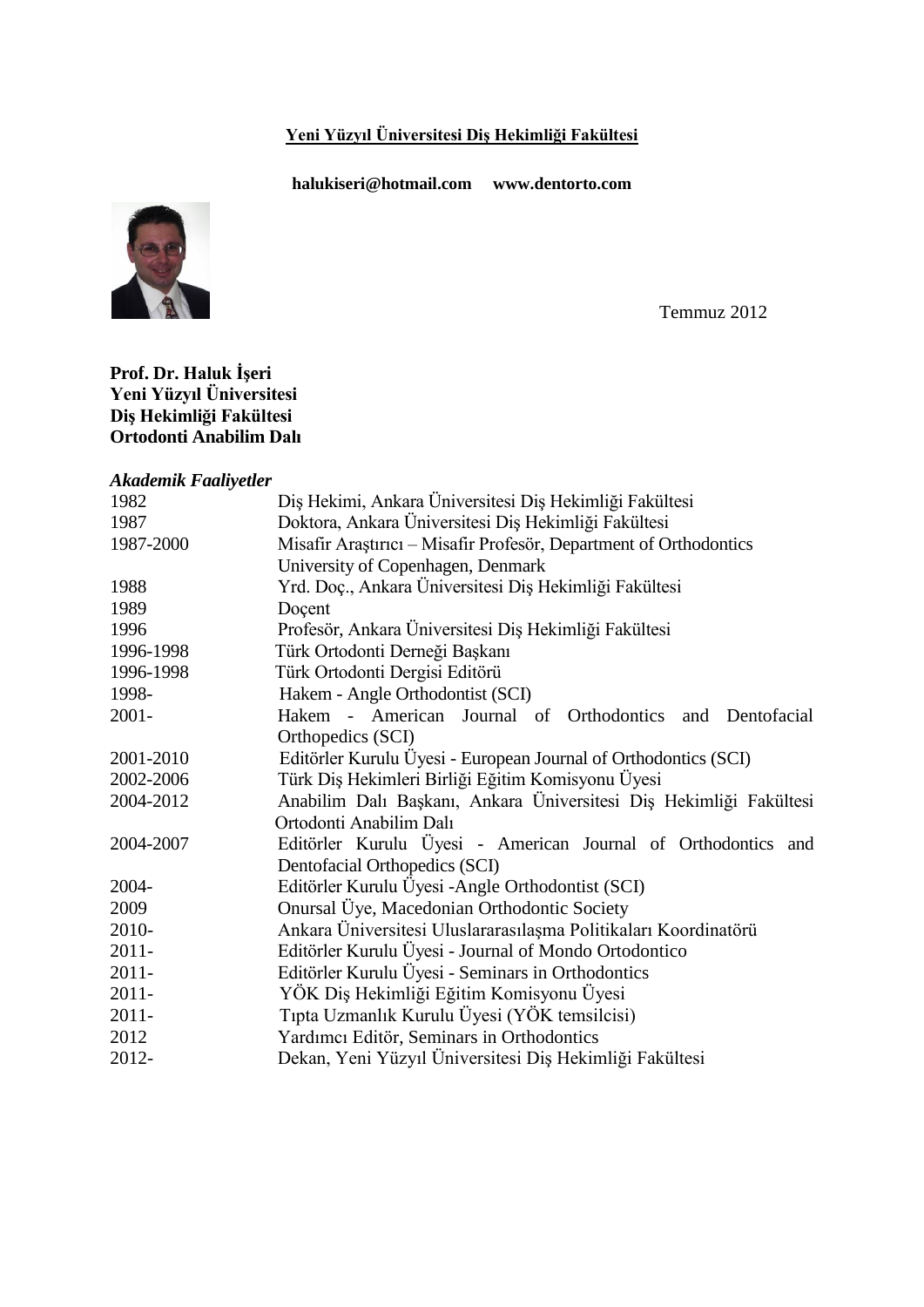**Yeni Yüzyıl Üniversitesi Diş Hekimliği Fakültesi**

**halukiseri@hotmail.com www.dentorto.com**

Temmuz 2012

**Prof. Dr. Haluk İşeri**
**Yeni Yüzyıl Üniversitesi**
**Diş Hekimliği Fakültesi**
**Ortodonti Anabilim Dalı**

***Akademik Faaliyetler***

| | |
|---|---|
| 1982 | Diş Hekimi, Ankara Üniversitesi Diş Hekimliği Fakültesi |
| 1987 | Doktora, Ankara Üniversitesi Diş Hekimliği Fakültesi |
| 1987-2000 | Misafir Araştırıcı – Misafir Profesör, Department of Orthodontics University of Copenhagen, Denmark |
| 1988 | Yrd. Doç., Ankara Üniversitesi Diş Hekimliği Fakültesi |
| 1989 | Doçent |
| 1996 | Profesör, Ankara Üniversitesi Diş Hekimliği Fakültesi |
| 1996-1998 | Türk Ortodonti Derneği Başkanı |
| 1996-1998 | Türk Ortodonti Dergisi Editörü |
| 1998- | Hakem - Angle Orthodontist (SCI) |
| 2001- | Hakem - American Journal of Orthodontics and Dentofacial Orthopedics (SCI) |
| 2001-2010 | Editörler Kurulu Üyesi - European Journal of Orthodontics (SCI) |
| 2002-2006 | Türk Diş Hekimleri Birliği Eğitim Komisyonu Üyesi |
| 2004-2012 | Anabilim Dalı Başkanı, Ankara Üniversitesi Diş Hekimliği Fakültesi Ortodonti Anabilim Dalı |
| 2004-2007 | Editörler Kurulu Üyesi - American Journal of Orthodontics and Dentofacial Orthopedics (SCI) |
| 2004- | Editörler Kurulu Üyesi -Angle Orthodontist (SCI) |
| 2009 | Onursal Üye, Macedonian Orthodontic Society |
| 2010- | Ankara Üniversitesi Uluslararasılaşma Politikaları Koordinatörü |
| 2011- | Editörler Kurulu Üyesi - Journal of Mondo Ortodontico |
| 2011- | Editörler Kurulu Üyesi - Seminars in Orthodontics |
| 2011- | YÖK Diş Hekimliği Eğitim Komisyonu Üyesi |
| 2011- | Tıpta Uzmanlık Kurulu Üyesi (YÖK temsilcisi) |
| 2012 | Yardımcı Editör, Seminars in Orthodontics |
| 2012- | Dekan, Yeni Yüzyıl Üniversitesi Diş Hekimliği Fakültesi |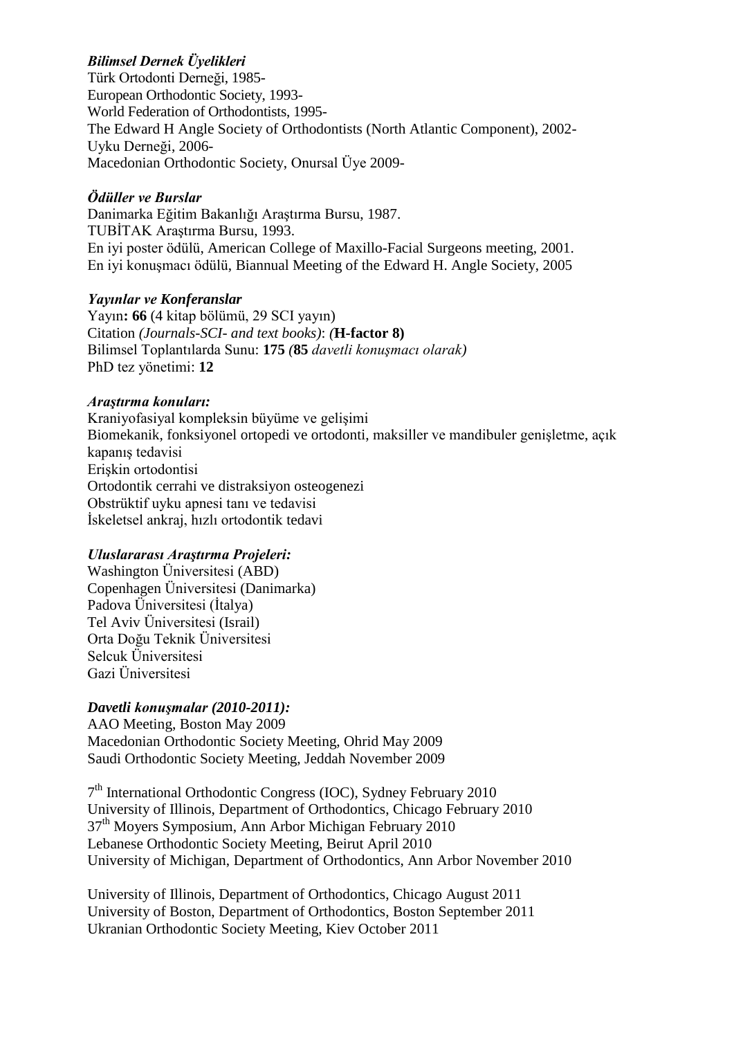### *Bilimsel Dernek Üyelikleri*

Türk Ortodonti Derneği, 1985-
European Orthodontic Society, 1993-
World Federation of Orthodontists, 1995-
The Edward H Angle Society of Orthodontists (North Atlantic Component), 2002-
Uyku Derneği, 2006-
Macedonian Orthodontic Society, Onursal Üye 2009-

### *Ödüller ve Burslar*

Danimarka Eğitim Bakanlığı Araştırma Bursu, 1987.
TUBİTAK Araştırma Bursu, 1993.
En iyi poster ödülü, American College of Maxillo-Facial Surgeons meeting, 2001.
En iyi konuşmacı ödülü, Biannual Meeting of the Edward H. Angle Society, 2005

### *Yayınlar ve Konferanslar*

Yayın**: 66** (4 kitap bölümü, 29 SCI yayın)
Citation *(Journals-SCI- and text books)*: *(***H-factor 8)**
Bilimsel Toplantılarda Sunu: **175** *(***85** *davetli konuşmacı olarak)*
PhD tez yönetimi: **12**

### *Araştırma konuları:*

Kraniyofasiyal kompleksin büyüme ve gelişimi
Biomekanik, fonksiyonel ortopedi ve ortodonti, maksiller ve mandibuler genişletme, açık kapanış tedavisi
Erişkin ortodontisi
Ortodontik cerrahi ve distraksiyon osteogenezi
Obstrüktif uyku apnesi tanı ve tedavisi
İskeletsel ankraj, hızlı ortodontik tedavi

### *Uluslararası Araştırma Projeleri:*

Washington Üniversitesi (ABD)
Copenhagen Üniversitesi (Danimarka)
Padova Üniversitesi (İtalya)
Tel Aviv Üniversitesi (Israil)
Orta Doğu Teknik Üniversitesi
Selcuk Üniversitesi
Gazi Üniversitesi

### *Davetli konuşmalar (2010-2011):*

AAO Meeting, Boston May 2009
Macedonian Orthodontic Society Meeting, Ohrid May 2009
Saudi Orthodontic Society Meeting, Jeddah November 2009

7th International Orthodontic Congress (IOC), Sydney February 2010
University of Illinois, Department of Orthodontics, Chicago February 2010
37th Moyers Symposium, Ann Arbor Michigan February 2010
Lebanese Orthodontic Society Meeting, Beirut April 2010
University of Michigan, Department of Orthodontics, Ann Arbor November 2010

University of Illinois, Department of Orthodontics, Chicago August 2011
University of Boston, Department of Orthodontics, Boston September 2011
Ukranian Orthodontic Society Meeting, Kiev October 2011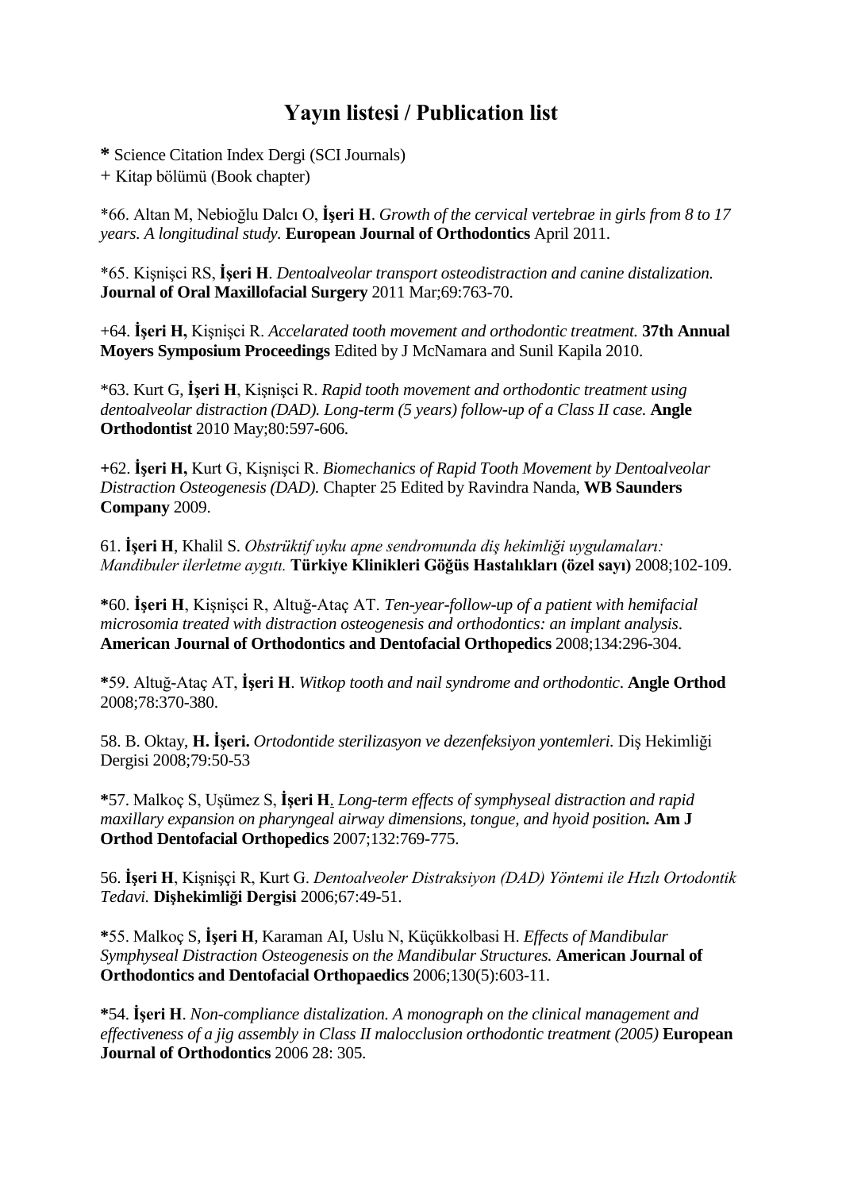# Yayın listesi / Publication list

**\*** Science Citation Index Dergi (SCI Journals)

+ Kitap bölümü (Book chapter)

*66. Altan M, Nebioğlu Dalcı O, **İşeri H**. *Growth of the cervical vertebrae in girls from 8 to 17 years. A longitudinal study.* **European Journal of Orthodontics** April 2011.

*65. Kişnişci RS, **İşeri H**. *Dentoalveolar transport osteodistraction and canine distalization.* **Journal of Oral Maxillofacial Surgery** 2011 Mar;69:763-70.

+64. **İşeri H,** Kişnişci R. *Accelarated tooth movement and orthodontic treatment.* **37th Annual Moyers Symposium Proceedings** Edited by J McNamara and Sunil Kapila 2010.

*63. Kurt G, **İşeri H**, Kişnişci R. *Rapid tooth movement and orthodontic treatment using dentoalveolar distraction (DAD). Long-term (5 years) follow-up of a Class II case.* **Angle Orthodontist** 2010 May;80:597-606.

**+**62. **İşeri H,** Kurt G, Kişnişci R. *Biomechanics of Rapid Tooth Movement by Dentoalveolar Distraction Osteogenesis (DAD).* Chapter 25 Edited by Ravindra Nanda, **WB Saunders Company** 2009.

61. **İşeri H**, Khalil S. *Obstrüktif uyku apne sendromunda diş hekimliği uygulamaları: Mandibuler ilerletme aygıtı.* **Türkiye Klinikleri Göğüs Hastalıkları (özel sayı)** 2008;102-109.

**\***60. **İşeri H**, Kişnişci R, Altuğ-Ataç AT. *Ten-year-follow-up of a patient with hemifacial microsomia treated with distraction osteogenesis and orthodontics: an implant analysis*. **American Journal of Orthodontics and Dentofacial Orthopedics** 2008;134:296-304.

**\***59. Altuğ-Ataç AT, **İşeri H**. *Witkop tooth and nail syndrome and orthodontic*. **Angle Orthod** 2008;78:370-380.

58. B. Oktay, **H. İşeri.** *Ortodontide sterilizasyon ve dezenfeksiyon yontemleri.* Diş Hekimliği Dergisi 2008;79:50-53

**\***57. Malkoç S, Uşümez S, **İşeri H**. *Long-term effects of symphyseal distraction and rapid maxillary expansion on pharyngeal airway dimensions, tongue, and hyoid position.* **Am J Orthod Dentofacial Orthopedics** 2007;132:769-775.

56. **İşeri H**, Kişnişçi R, Kurt G. *Dentoalveoler Distraksiyon (DAD) Yöntemi ile Hızlı Ortodontik Tedavi.* **Dişhekimliği Dergisi** 2006;67:49-51.

**\***55. Malkoç S, **İşeri H**, Karaman AI, Uslu N, Küçükkolbasi H. *Effects of Mandibular Symphyseal Distraction Osteogenesis on the Mandibular Structures.* **American Journal of Orthodontics and Dentofacial Orthopaedics** 2006;130(5):603-11.

**\***54. **İşeri H**. *Non-compliance distalization. A monograph on the clinical management and effectiveness of a jig assembly in Class II malocclusion orthodontic treatment (2005)* **European Journal of Orthodontics** 2006 28: 305.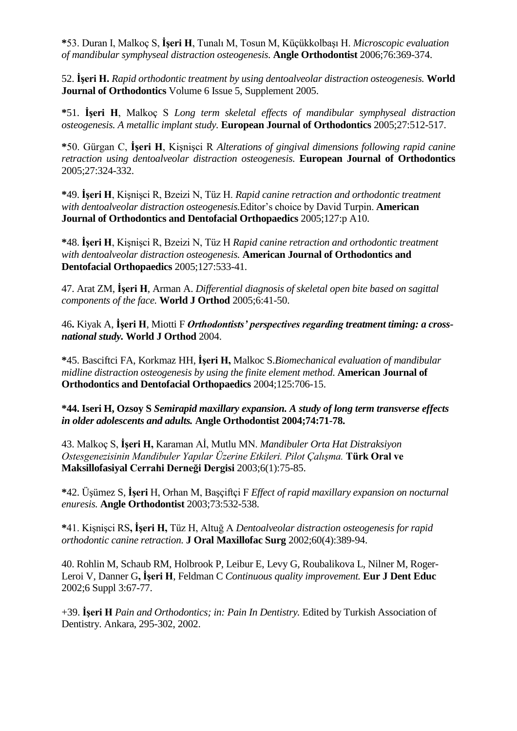*53. Duran I, Malkoç S, **İşeri H**, Tunalı M, Tosun M, Küçükkolbaşı H. *Microscopic evaluation of mandibular symphyseal distraction osteogenesis.* **Angle Orthodontist** 2006;76:369-374.

52. **İşeri H.** *Rapid orthodontic treatment by using dentoalveolar distraction osteogenesis.* **World Journal of Orthodontics** Volume 6 Issue 5, Supplement 2005.

*51. **İşeri H**, Malkoç S *Long term skeletal effects of mandibular symphyseal distraction osteogenesis. A metallic implant study.* **European Journal of Orthodontics** 2005;27:512-517.

*50. Gürgan C, **İşeri H**, Kişnişci R *Alterations of gingival dimensions following rapid canine retraction using dentoalveolar distraction osteogenesis.* **European Journal of Orthodontics** 2005;27:324-332.

*49. **İşeri H**, Kişnişci R, Bzeizi N, Tüz H. *Rapid canine retraction and orthodontic treatment with dentoalveolar distraction osteogenesis.*Editor's choice by David Turpin. **American Journal of Orthodontics and Dentofacial Orthopaedics** 2005;127:p A10.

*48. **İşeri H**, Kişnişci R, Bzeizi N, Tüz H *Rapid canine retraction and orthodontic treatment with dentoalveolar distraction osteogenesis.* **American Journal of Orthodontics and Dentofacial Orthopaedics** 2005;127:533-41.

47. Arat ZM, **İşeri H**, Arman A. *Differential diagnosis of skeletal open bite based on sagittal components of the face.* **World J Orthod** 2005;6:41-50.

46**.** Kiyak A, **İşeri H**, Miotti F ***Orthodontists' perspectives regarding treatment timing: a cross-national study.*** **World J Orthod** 2004.

*45. Basciftci FA, Korkmaz HH, **İşeri H,** Malkoc S.*Biomechanical evaluation of mandibular midline distraction osteogenesis by using the finite element method.* **American Journal of Orthodontics and Dentofacial Orthopaedics** 2004;125:706-15.

**\*44. Iseri H, Ozsoy S *Semirapid maxillary expansion. A study of long term transverse effects in older adolescents and adults.* Angle Orthodontist 2004;74:71-78.**

43. Malkoç S, **İşeri H,** Karaman Aİ, Mutlu MN. *Mandibuler Orta Hat Distraksiyon Ostesgenezisinin Mandibuler Yapılar Üzerine Etkileri. Pilot Çalışma.* **Türk Oral ve Maksillofasiyal Cerrahi Derneği Dergisi** 2003;6(1):75-85.

*42. Üşümez S, **İşeri** H, Orhan M, Başçiftçi F *Effect of rapid maxillary expansion on nocturnal enuresis.* **Angle Orthodontist** 2003;73:532-538.

*41. Kişnişci RS**, İşeri H,** Tüz H, Altuğ A *Dentoalveolar distraction osteogenesis for rapid orthodontic canine retraction.* **J Oral Maxillofac Surg** 2002;60(4):389-94.

40. Rohlin M, Schaub RM, Holbrook P, Leibur E, Levy G, Roubalikova L, Nilner M, Roger-Leroi V, Danner G**, İşeri H**, Feldman C *Continuous quality improvement.* **Eur J Dent Educ** 2002;6 Suppl 3:67-77.

+39. **İşeri H** *Pain and Orthodontics; in: Pain In Dentistry.* Edited by Turkish Association of Dentistry. Ankara, 295-302, 2002.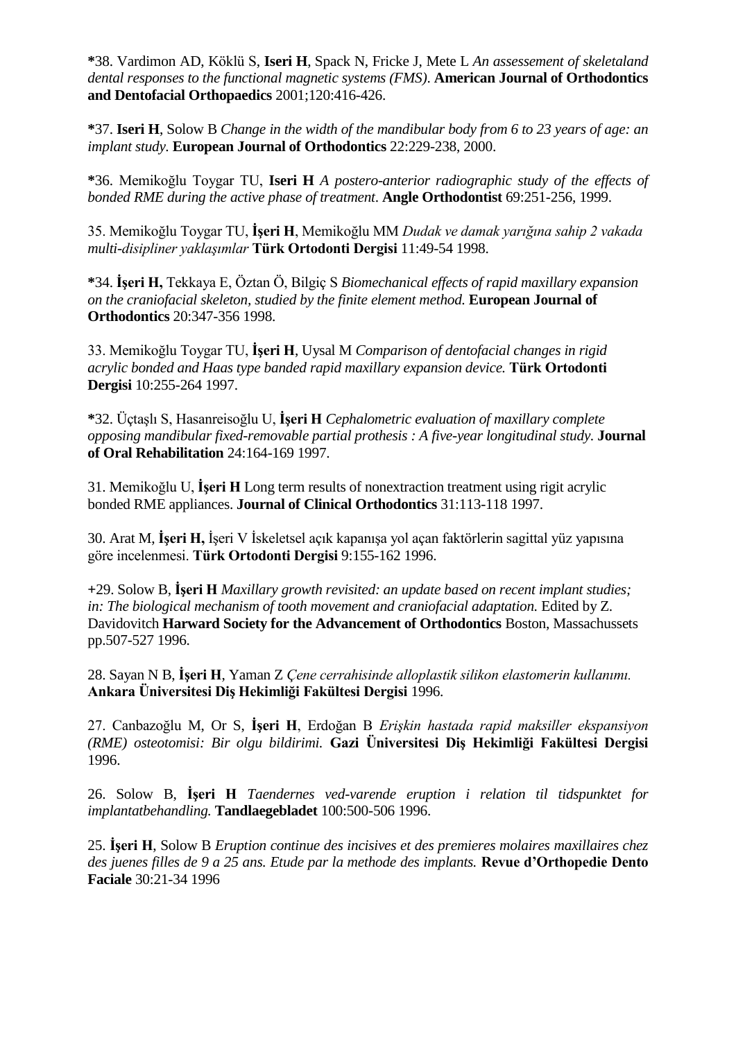*38. Vardimon AD, Köklü S, **Iseri H**, Spack N, Fricke J, Mete L *An assessement of skeletaland dental responses to the functional magnetic systems (FMS)*. **American Journal of Orthodontics and Dentofacial Orthopaedics** 2001;120:416-426.

*37. **Iseri H**, Solow B *Change in the width of the mandibular body from 6 to 23 years of age: an implant study*. **European Journal of Orthodontics** 22:229-238, 2000.

*36. Memikoğlu Toygar TU, **Iseri H** *A postero-anterior radiographic study of the effects of bonded RME during the active phase of treatment*. **Angle Orthodontist** 69:251-256, 1999.

35. Memikoğlu Toygar TU, **İşeri H**, Memikoğlu MM *Dudak ve damak yarığına sahip 2 vakada multi-disipliner yaklaşımlar* **Türk Ortodonti Dergisi** 11:49-54 1998.

*34. **İşeri H,** Tekkaya E, Öztan Ö, Bilgiç S *Biomechanical effects of rapid maxillary expansion on the craniofacial skeleton, studied by the finite element method.* **European Journal of Orthodontics** 20:347-356 1998.

33. Memikoğlu Toygar TU, **İşeri H**, Uysal M *Comparison of dentofacial changes in rigid acrylic bonded and Haas type banded rapid maxillary expansion device.* **Türk Ortodonti Dergisi** 10:255-264 1997.

*32. Üçtaşlı S, Hasanreisoğlu U, **İşeri H** *Cephalometric evaluation of maxillary complete opposing mandibular fixed-removable partial prothesis : A five-year longitudinal study.* **Journal of Oral Rehabilitation** 24:164-169 1997.

31. Memikoğlu U, **İşeri H** Long term results of nonextraction treatment using rigit acrylic bonded RME appliances. **Journal of Clinical Orthodontics** 31:113-118 1997.

30. Arat M, **İşeri H,** İşeri V İskeletsel açık kapanışa yol açan faktörlerin sagittal yüz yapısına göre incelenmesi. **Türk Ortodonti Dergisi** 9:155-162 1996.

+29. Solow B, **İşeri H** *Maxillary growth revisited: an update based on recent implant studies; in: The biological mechanism of tooth movement and craniofacial adaptation.* Edited by Z. Davidovitch **Harward Society for the Advancement of Orthodontics** Boston, Massachussets pp.507-527 1996.

28. Sayan N B, **İşeri H**, Yaman Z *Çene cerrahisinde alloplastik silikon elastomerin kullanımı.* **Ankara Üniversitesi Diş Hekimliği Fakültesi Dergisi** 1996.

27. Canbazoğlu M, Or S, **İşeri H**, Erdoğan B *Erişkin hastada rapid maksiller ekspansiyon (RME) osteotomisi: Bir olgu bildirimi.* **Gazi Üniversitesi Diş Hekimliği Fakültesi Dergisi** 1996.

26. Solow B, **İşeri H** *Taendernes ved-varende eruption i relation til tidspunktet for implantatbehandling.* **Tandlaegebladet** 100:500-506 1996.

25. **İşeri H**, Solow B *Eruption continue des incisives et des premieres molaires maxillaires chez des juenes filles de 9 a 25 ans. Etude par la methode des implants.* **Revue d'Orthopedie Dento Faciale** 30:21-34 1996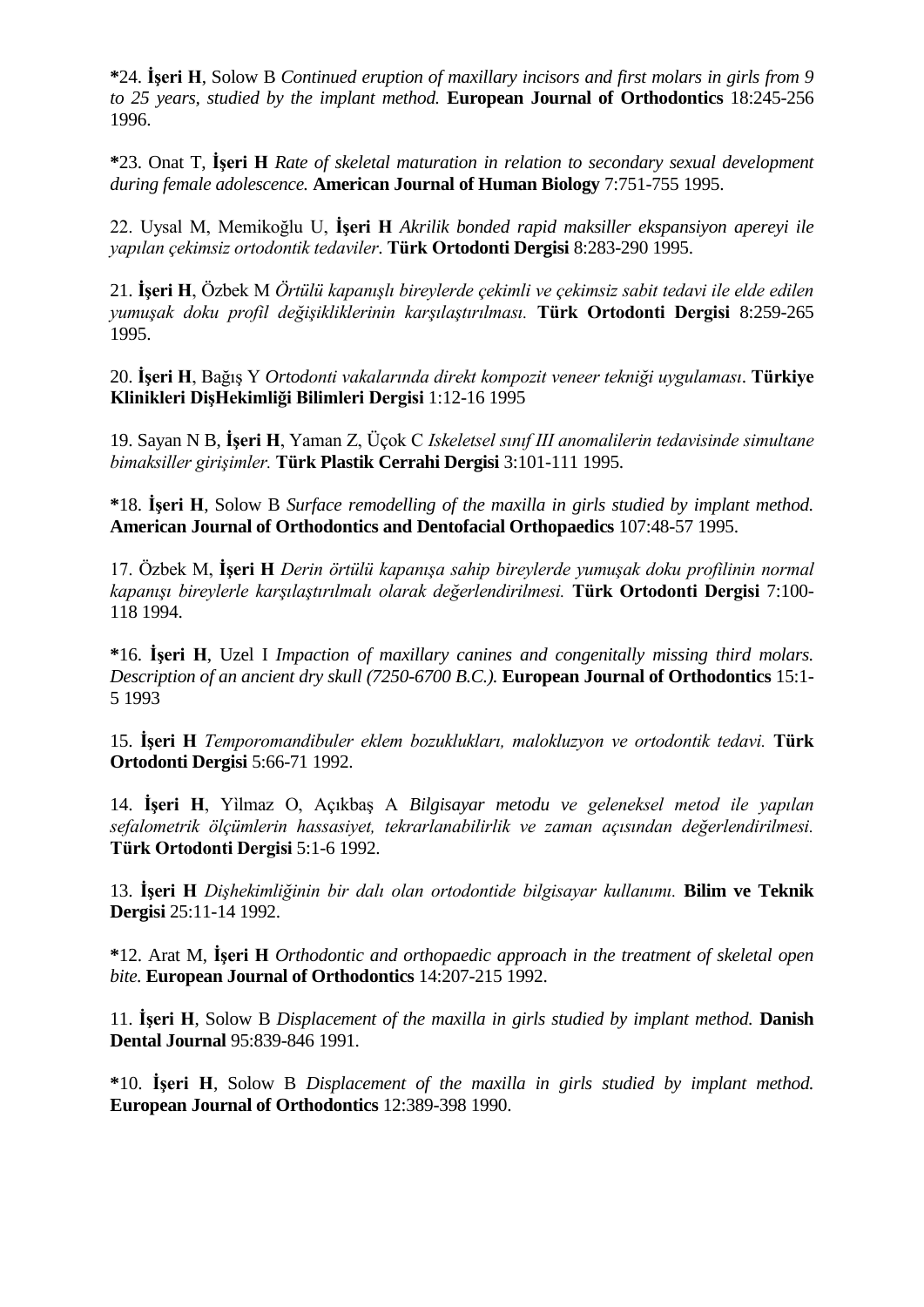**\***24. **İşeri H**, Solow B *Continued eruption of maxillary incisors and first molars in girls from 9 to 25 years, studied by the implant method.* **European Journal of Orthodontics** 18:245-256 1996.

**\***23. Onat T, **İşeri H** *Rate of skeletal maturation in relation to secondary sexual development during female adolescence.* **American Journal of Human Biology** 7:751-755 1995.

22. Uysal M, Memikoğlu U, **İşeri H** *Akrilik bonded rapid maksiller ekspansiyon apereyi ile yapılan çekimsiz ortodontik tedaviler*. **Türk Ortodonti Dergisi** 8:283-290 1995.

21. **İşeri H**, Özbek M *Örtülü kapanışlı bireylerde çekimli ve çekimsiz sabit tedavi ile elde edilen yumuşak doku profil değişikliklerinin karşılaştırılması.* **Türk Ortodonti Dergisi** 8:259-265 1995.

20. **İşeri H**, Bağış Y *Ortodonti vakalarında direkt kompozit veneer tekniği uygulaması*. **Türkiye Klinikleri DişHekimliği Bilimleri Dergisi** 1:12-16 1995

19. Sayan N B, **İşeri H**, Yaman Z, Üçok C *Iskeletsel sınıf III anomalilerin tedavisinde simultane bimaksiller girişimler.* **Türk Plastik Cerrahi Dergisi** 3:101-111 1995.

**\***18. **İşeri H**, Solow B *Surface remodelling of the maxilla in girls studied by implant method.* **American Journal of Orthodontics and Dentofacial Orthopaedics** 107:48-57 1995.

17. Özbek M, **İşeri H** *Derin örtülü kapanışa sahip bireylerde yumuşak doku profilinin normal kapanışı bireylerle karşılaştırılmalı olarak değerlendirilmesi.* **Türk Ortodonti Dergisi** 7:100-118 1994.

**\***16. **İşeri H**, Uzel I *Impaction of maxillary canines and congenitally missing third molars. Description of an ancient dry skull (7250-6700 B.C.).* **European Journal of Orthodontics** 15:1-5 1993

15. **İşeri H** *Temporomandibuler eklem bozuklukları, malokluzyon ve ortodontik tedavi.* **Türk Ortodonti Dergisi** 5:66-71 1992.

14. **İşeri H**, Yìlmaz O, Açıkbaş A *Bilgisayar metodu ve geleneksel metod ile yapılan sefalometrik ölçümlerin hassasiyet, tekrarlanabilirlik ve zaman açısından değerlendirilmesi.* **Türk Ortodonti Dergisi** 5:1-6 1992.

13. **İşeri H** *Dişhekimliğinin bir dalı olan ortodontide bilgisayar kullanımı.* **Bilim ve Teknik Dergisi** 25:11-14 1992.

**\***12. Arat M, **İşeri H** *Orthodontic and orthopaedic approach in the treatment of skeletal open bite.* **European Journal of Orthodontics** 14:207-215 1992.

11. **İşeri H**, Solow B *Displacement of the maxilla in girls studied by implant method.* **Danish Dental Journal** 95:839-846 1991.

**\***10. **İşeri H**, Solow B *Displacement of the maxilla in girls studied by implant method.* **European Journal of Orthodontics** 12:389-398 1990.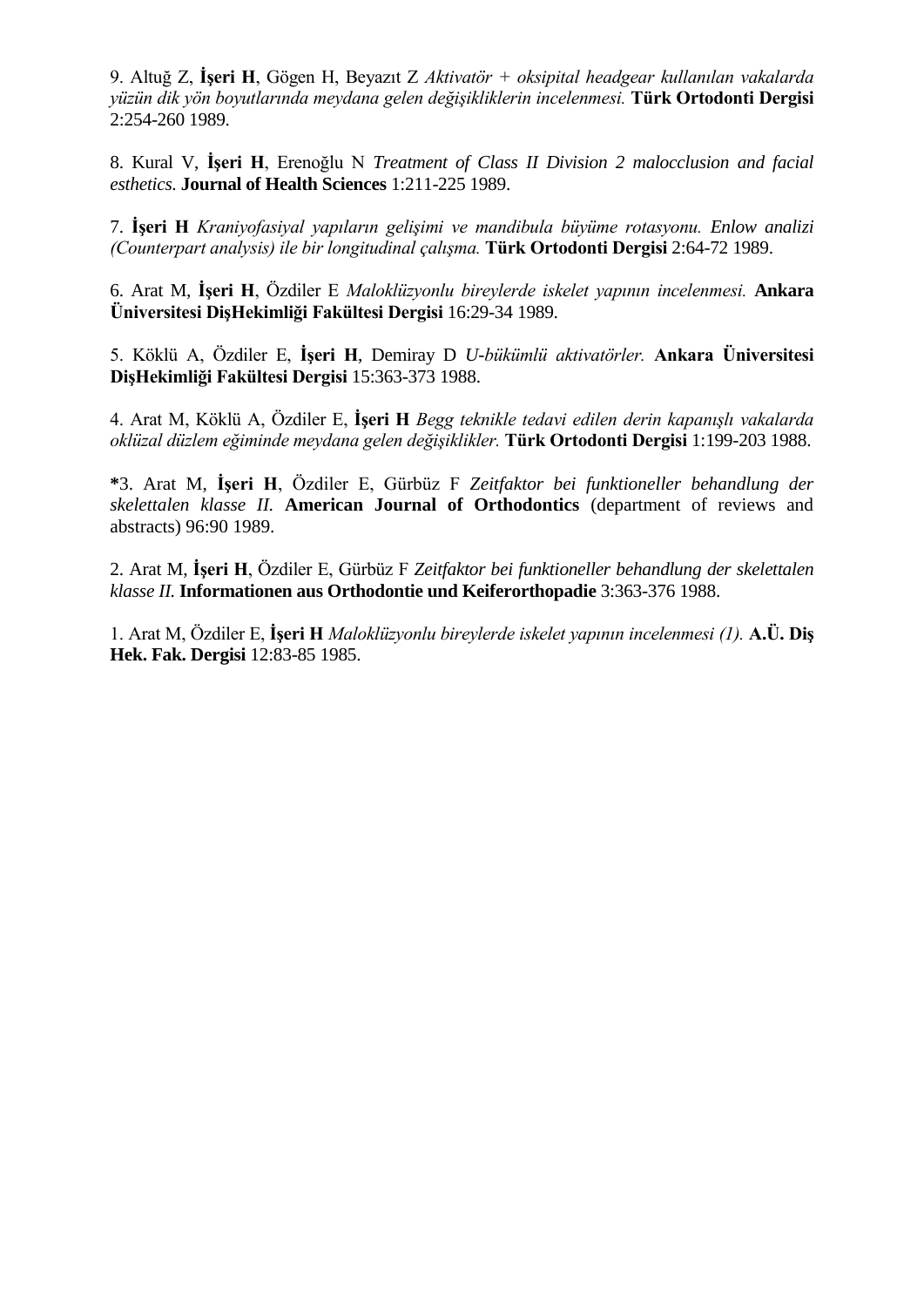9. Altuğ Z, **İşeri H**, Gögen H, Beyazıt Z *Aktivatör + oksipital headgear kullanılan vakalarda yüzün dik yön boyutlarında meydana gelen değişikliklerin incelenmesi.* **Türk Ortodonti Dergisi** 2:254-260 1989.

8. Kural V, **İşeri H**, Erenoğlu N *Treatment of Class II Division 2 malocclusion and facial esthetics.* **Journal of Health Sciences** 1:211-225 1989.

7. **İşeri H** *Kraniyofasiyal yapıların gelişimi ve mandibula büyüme rotasyonu. Enlow analizi (Counterpart analysis) ile bir longitudinal çalışma.* **Türk Ortodonti Dergisi** 2:64-72 1989.

6. Arat M, **İşeri H**, Özdiler E *Maloklüzyonlu bireylerde iskelet yapının incelenmesi.* **Ankara Üniversitesi DişHekimliği Fakültesi Dergisi** 16:29-34 1989.

5. Köklü A, Özdiler E, **İşeri H**, Demiray D *U-bükümlü aktivatörler.* **Ankara Üniversitesi DişHekimliği Fakültesi Dergisi** 15:363-373 1988.

4. Arat M, Köklü A, Özdiler E, **İşeri H** *Begg teknikle tedavi edilen derin kapanışlı vakalarda oklüzal düzlem eğiminde meydana gelen değişiklikler.* **Türk Ortodonti Dergisi** 1:199-203 1988.

**\***3. Arat M, **İşeri H**, Özdiler E, Gürbüz F *Zeitfaktor bei funktioneller behandlung der skelettalen klasse II.* **American Journal of Orthodontics** (department of reviews and abstracts) 96:90 1989.

2. Arat M, **İşeri H**, Özdiler E, Gürbüz F *Zeitfaktor bei funktioneller behandlung der skelettalen klasse II.* **Informationen aus Orthodontie und Keiferorthopadie** 3:363-376 1988.

1. Arat M, Özdiler E, **İşeri H** *Maloklüzyonlu bireylerde iskelet yapının incelenmesi (1).* **A.Ü. Diş Hek. Fak. Dergisi** 12:83-85 1985.